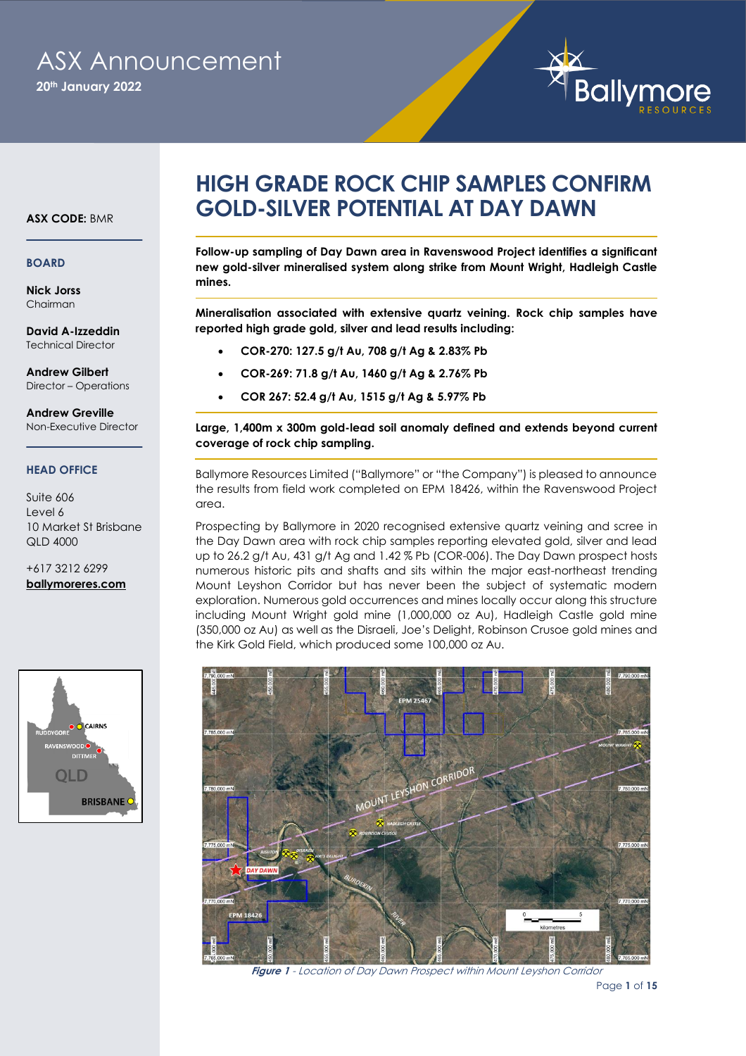# ASX Announcement

**20th January 2022**

**ASX CODE:** BMR

**BOARD**

**Nick Jorss**
Chairman

**David A-Izzeddin**
Technical Director

**Andrew Gilbert**
Director – Operations

**Andrew Greville**
Non-Executive Director

**HEAD OFFICE**

Suite 606
Level 6
10 Market St Brisbane
QLD 4000

+617 3212 6299
**ballymoreres.com**

# HIGH GRADE ROCK CHIP SAMPLES CONFIRM GOLD-SILVER POTENTIAL AT DAY DAWN

**Follow-up sampling of Day Dawn area in Ravenswood Project identifies a significant new gold-silver mineralised system along strike from Mount Wright, Hadleigh Castle mines.**

**Mineralisation associated with extensive quartz veining. Rock chip samples have reported high grade gold, silver and lead results including:**

- **COR-270: 127.5 g/t Au, 708 g/t Ag & 2.83% Pb**
- **COR-269: 71.8 g/t Au, 1460 g/t Ag & 2.76% Pb**
- **COR 267: 52.4 g/t Au, 1515 g/t Ag & 5.97% Pb**

**Large, 1,400m x 300m gold-lead soil anomaly defined and extends beyond current coverage of rock chip sampling.**

Ballymore Resources Limited ("Ballymore" or "the Company") is pleased to announce the results from field work completed on EPM 18426, within the Ravenswood Project area.

Prospecting by Ballymore in 2020 recognised extensive quartz veining and scree in the Day Dawn area with rock chip samples reporting elevated gold, silver and lead up to 26.2 g/t Au, 431 g/t Ag and 1.42 % Pb (COR-006). The Day Dawn prospect hosts numerous historic pits and shafts and sits within the major east-northeast trending Mount Leyshon Corridor but has never been the subject of systematic modern exploration. Numerous gold occurrences and mines locally occur along this structure including Mount Wright gold mine (1,000,000 oz Au), Hadleigh Castle gold mine (350,000 oz Au) as well as the Disraeli, Joe's Delight, Robinson Crusoe gold mines and the Kirk Gold Field, which produced some 100,000 oz Au.

*Figure 1 - Location of Day Dawn Prospect within Mount Leyshon Corridor*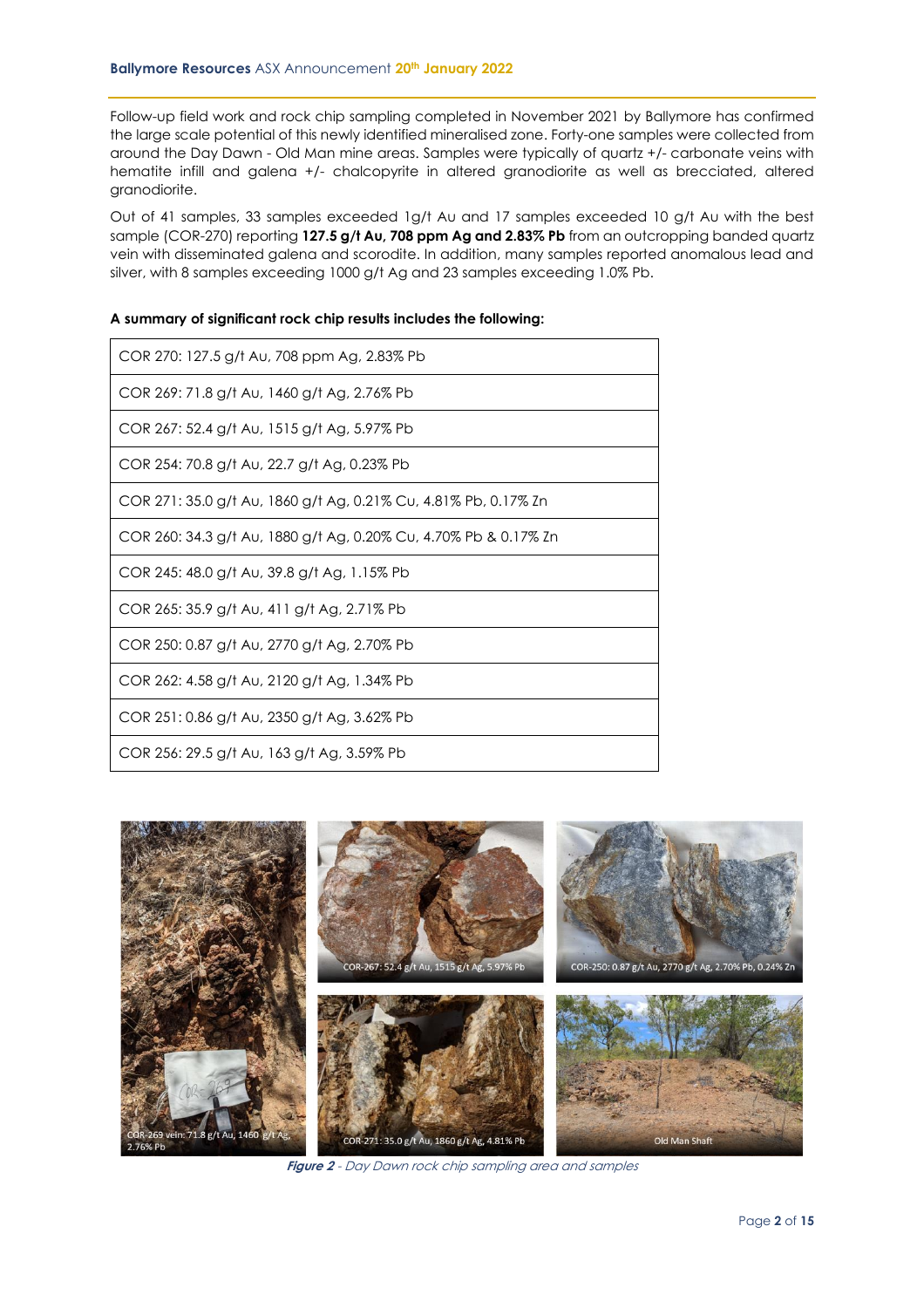Follow-up field work and rock chip sampling completed in November 2021 by Ballymore has confirmed the large scale potential of this newly identified mineralised zone. Forty-one samples were collected from around the Day Dawn - Old Man mine areas. Samples were typically of quartz +/- carbonate veins with hematite infill and galena +/- chalcopyrite in altered granodiorite as well as brecciated, altered granodiorite.

Out of 41 samples, 33 samples exceeded 1g/t Au and 17 samples exceeded 10 g/t Au with the best sample (COR-270) reporting **127.5 g/t Au, 708 ppm Ag and 2.83% Pb** from an outcropping banded quartz vein with disseminated galena and scorodite. In addition, many samples reported anomalous lead and silver, with 8 samples exceeding 1000 g/t Ag and 23 samples exceeding 1.0% Pb.

**A summary of significant rock chip results includes the following:**

| COR 270: 127.5 g/t Au, 708 ppm Ag, 2.83% Pb |
|---|
| COR 269: 71.8 g/t Au, 1460 g/t Ag, 2.76% Pb |
| COR 267: 52.4 g/t Au, 1515 g/t Ag, 5.97% Pb |
| COR 254: 70.8 g/t Au, 22.7 g/t Ag, 0.23% Pb |
| COR 271: 35.0 g/t Au, 1860 g/t Ag, 0.21% Cu, 4.81% Pb, 0.17% Zn |
| COR 260: 34.3 g/t Au, 1880 g/t Ag, 0.20% Cu, 4.70% Pb & 0.17% Zn |
| COR 245: 48.0 g/t Au, 39.8 g/t Ag, 1.15% Pb |
| COR 265: 35.9 g/t Au, 411 g/t Ag, 2.71% Pb |
| COR 250: 0.87 g/t Au, 2770 g/t Ag, 2.70% Pb |
| COR 262: 4.58 g/t Au, 2120 g/t Ag, 1.34% Pb |
| COR 251: 0.86 g/t Au, 2350 g/t Ag, 3.62% Pb |
| COR 256: 29.5 g/t Au, 163 g/t Ag, 3.59% Pb |

COR-269 vein: 71.8 g/t Au, 1460 g/t Ag, 2.76% Pb

COR-267: 52.4 g/t Au, 1515 g/t Ag, 5.97% Pb

COR-250: 0.87 g/t Au, 2770 g/t Ag, 2.70% Pb, 0.24% Zn

COR-271: 35.0 g/t Au, 1860 g/t Ag, 4.81% Pb

Old Man Shaft

***Figure 2** - Day Dawn rock chip sampling area and samples*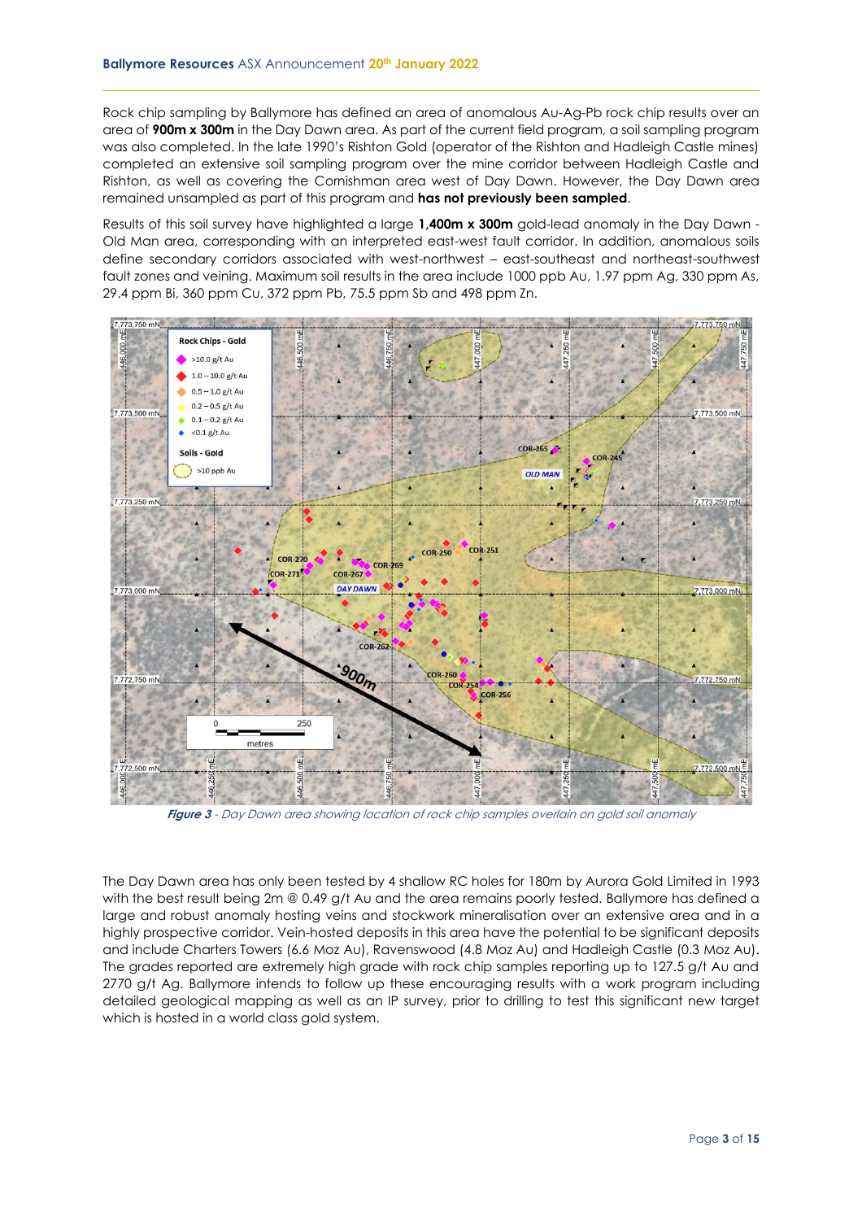Rock chip sampling by Ballymore has defined an area of anomalous Au-Ag-Pb rock chip results over an area of **900m x 300m** in the Day Dawn area. As part of the current field program, a soil sampling program was also completed. In the late 1990's Rishton Gold (operator of the Rishton and Hadleigh Castle mines) completed an extensive soil sampling program over the mine corridor between Hadleigh Castle and Rishton, as well as covering the Cornishman area west of Day Dawn. However, the Day Dawn area remained unsampled as part of this program and **has not previously been sampled**.

Results of this soil survey have highlighted a large **1,400m x 300m** gold-lead anomaly in the Day Dawn - Old Man area, corresponding with an interpreted east-west fault corridor. In addition, anomalous soils define secondary corridors associated with west-northwest – east-southeast and northeast-southwest fault zones and veining. Maximum soil results in the area include 1000 ppb Au, 1.97 ppm Ag, 330 ppm As, 29.4 ppm Bi, 360 ppm Cu, 372 ppm Pb, 75.5 ppm Sb and 498 ppm Zn.

***Figure 3** - Day Dawn area showing location of rock chip samples overlain on gold soil anomaly*

The Day Dawn area has only been tested by 4 shallow RC holes for 180m by Aurora Gold Limited in 1993 with the best result being 2m @ 0.49 g/t Au and the area remains poorly tested. Ballymore has defined a large and robust anomaly hosting veins and stockwork mineralisation over an extensive area and in a highly prospective corridor. Vein-hosted deposits in this area have the potential to be significant deposits and include Charters Towers (6.6 Moz Au), Ravenswood (4.8 Moz Au) and Hadleigh Castle (0.3 Moz Au). The grades reported are extremely high grade with rock chip samples reporting up to 127.5 g/t Au and 2770 g/t Ag. Ballymore intends to follow up these encouraging results with a work program including detailed geological mapping as well as an IP survey, prior to drilling to test this significant new target which is hosted in a world class gold system.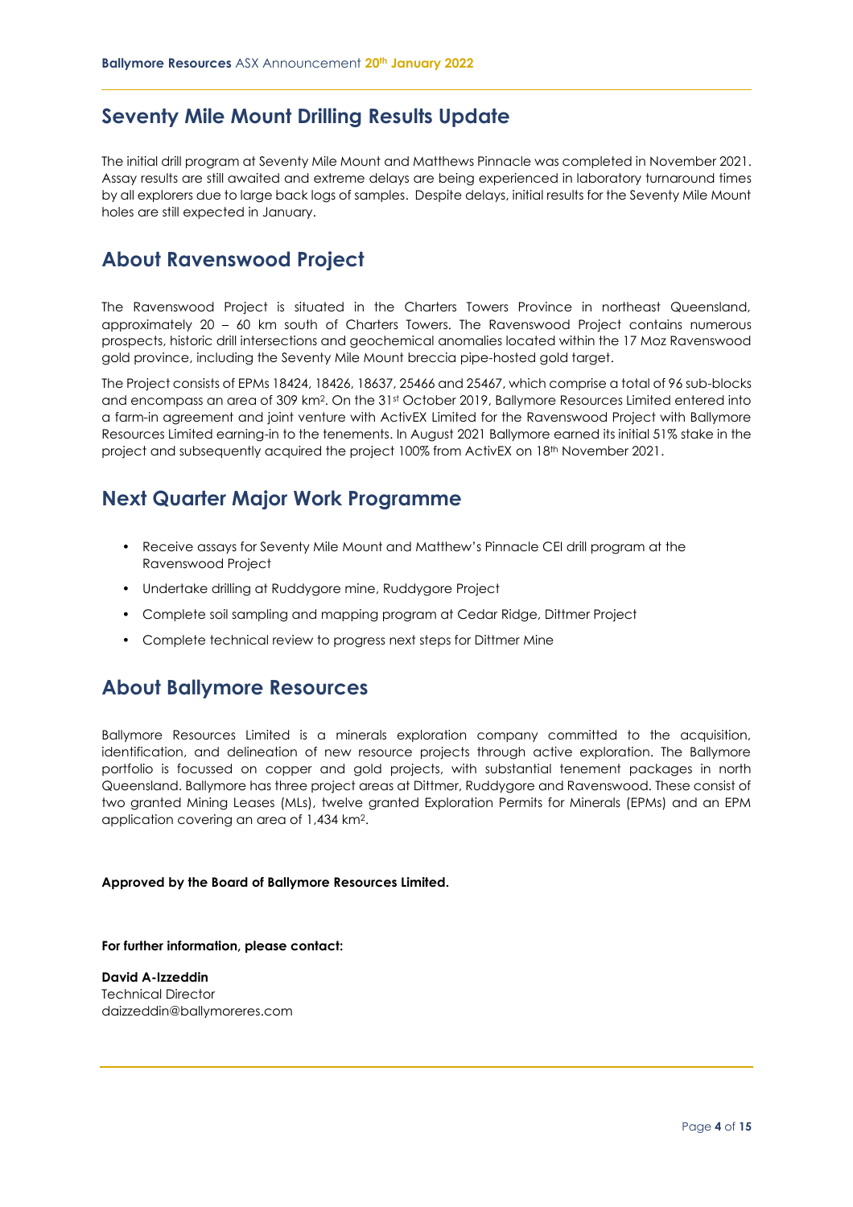## Seventy Mile Mount Drilling Results Update

The initial drill program at Seventy Mile Mount and Matthews Pinnacle was completed in November 2021. Assay results are still awaited and extreme delays are being experienced in laboratory turnaround times by all explorers due to large back logs of samples. Despite delays, initial results for the Seventy Mile Mount holes are still expected in January.

## About Ravenswood Project

The Ravenswood Project is situated in the Charters Towers Province in northeast Queensland, approximately 20 – 60 km south of Charters Towers. The Ravenswood Project contains numerous prospects, historic drill intersections and geochemical anomalies located within the 17 Moz Ravenswood gold province, including the Seventy Mile Mount breccia pipe-hosted gold target.

The Project consists of EPMs 18424, 18426, 18637, 25466 and 25467, which comprise a total of 96 sub-blocks and encompass an area of 309 km$^2$. On the 31st October 2019, Ballymore Resources Limited entered into a farm-in agreement and joint venture with ActivEX Limited for the Ravenswood Project with Ballymore Resources Limited earning-in to the tenements. In August 2021 Ballymore earned its initial 51% stake in the project and subsequently acquired the project 100% from ActivEX on 18th November 2021.

## Next Quarter Major Work Programme

- Receive assays for Seventy Mile Mount and Matthew's Pinnacle CEI drill program at the Ravenswood Project
- Undertake drilling at Ruddygore mine, Ruddygore Project
- Complete soil sampling and mapping program at Cedar Ridge, Dittmer Project
- Complete technical review to progress next steps for Dittmer Mine

## About Ballymore Resources

Ballymore Resources Limited is a minerals exploration company committed to the acquisition, identification, and delineation of new resource projects through active exploration. The Ballymore portfolio is focussed on copper and gold projects, with substantial tenement packages in north Queensland. Ballymore has three project areas at Dittmer, Ruddygore and Ravenswood. These consist of two granted Mining Leases (MLs), twelve granted Exploration Permits for Minerals (EPMs) and an EPM application covering an area of 1,434 km$^2$.

**Approved by the Board of Ballymore Resources Limited.**

**For further information, please contact:**

**David A-Izzeddin**
Technical Director
daizzeddin@ballymoreres.com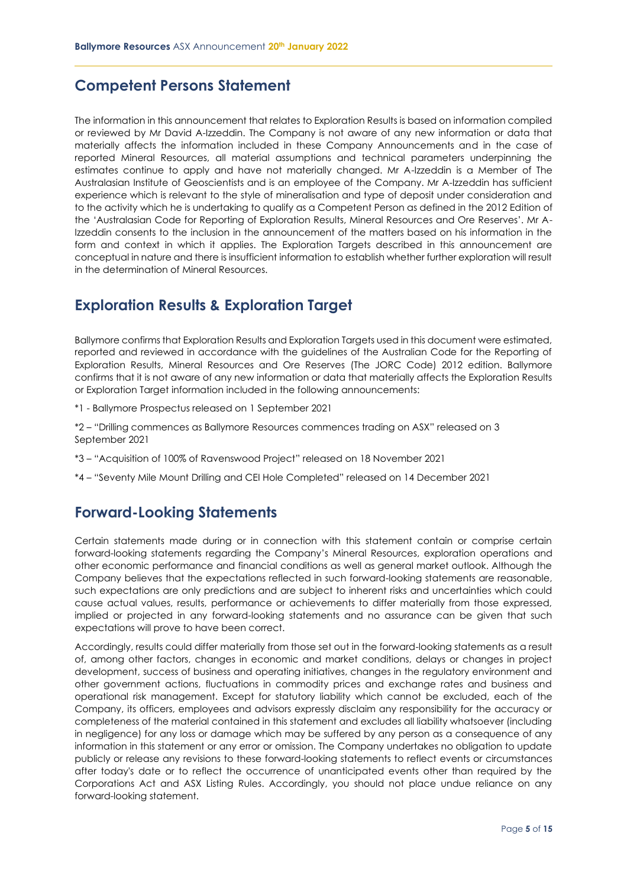## Competent Persons Statement

The information in this announcement that relates to Exploration Results is based on information compiled or reviewed by Mr David A-Izzeddin. The Company is not aware of any new information or data that materially affects the information included in these Company Announcements and in the case of reported Mineral Resources, all material assumptions and technical parameters underpinning the estimates continue to apply and have not materially changed. Mr A-Izzeddin is a Member of The Australasian Institute of Geoscientists and is an employee of the Company. Mr A-Izzeddin has sufficient experience which is relevant to the style of mineralisation and type of deposit under consideration and to the activity which he is undertaking to qualify as a Competent Person as defined in the 2012 Edition of the 'Australasian Code for Reporting of Exploration Results, Mineral Resources and Ore Reserves'. Mr A-Izzeddin consents to the inclusion in the announcement of the matters based on his information in the form and context in which it applies. The Exploration Targets described in this announcement are conceptual in nature and there is insufficient information to establish whether further exploration will result in the determination of Mineral Resources.

## Exploration Results & Exploration Target

Ballymore confirms that Exploration Results and Exploration Targets used in this document were estimated, reported and reviewed in accordance with the guidelines of the Australian Code for the Reporting of Exploration Results, Mineral Resources and Ore Reserves (The JORC Code) 2012 edition. Ballymore confirms that it is not aware of any new information or data that materially affects the Exploration Results or Exploration Target information included in the following announcements:

*1 - Ballymore Prospectus released on 1 September 2021

*2 – "Drilling commences as Ballymore Resources commences trading on ASX" released on 3 September 2021

*3 – "Acquisition of 100% of Ravenswood Project" released on 18 November 2021

*4 – "Seventy Mile Mount Drilling and CEI Hole Completed" released on 14 December 2021

## Forward-Looking Statements

Certain statements made during or in connection with this statement contain or comprise certain forward-looking statements regarding the Company's Mineral Resources, exploration operations and other economic performance and financial conditions as well as general market outlook. Although the Company believes that the expectations reflected in such forward-looking statements are reasonable, such expectations are only predictions and are subject to inherent risks and uncertainties which could cause actual values, results, performance or achievements to differ materially from those expressed, implied or projected in any forward-looking statements and no assurance can be given that such expectations will prove to have been correct.

Accordingly, results could differ materially from those set out in the forward-looking statements as a result of, among other factors, changes in economic and market conditions, delays or changes in project development, success of business and operating initiatives, changes in the regulatory environment and other government actions, fluctuations in commodity prices and exchange rates and business and operational risk management. Except for statutory liability which cannot be excluded, each of the Company, its officers, employees and advisors expressly disclaim any responsibility for the accuracy or completeness of the material contained in this statement and excludes all liability whatsoever (including in negligence) for any loss or damage which may be suffered by any person as a consequence of any information in this statement or any error or omission. The Company undertakes no obligation to update publicly or release any revisions to these forward-looking statements to reflect events or circumstances after today's date or to reflect the occurrence of unanticipated events other than required by the Corporations Act and ASX Listing Rules. Accordingly, you should not place undue reliance on any forward-looking statement.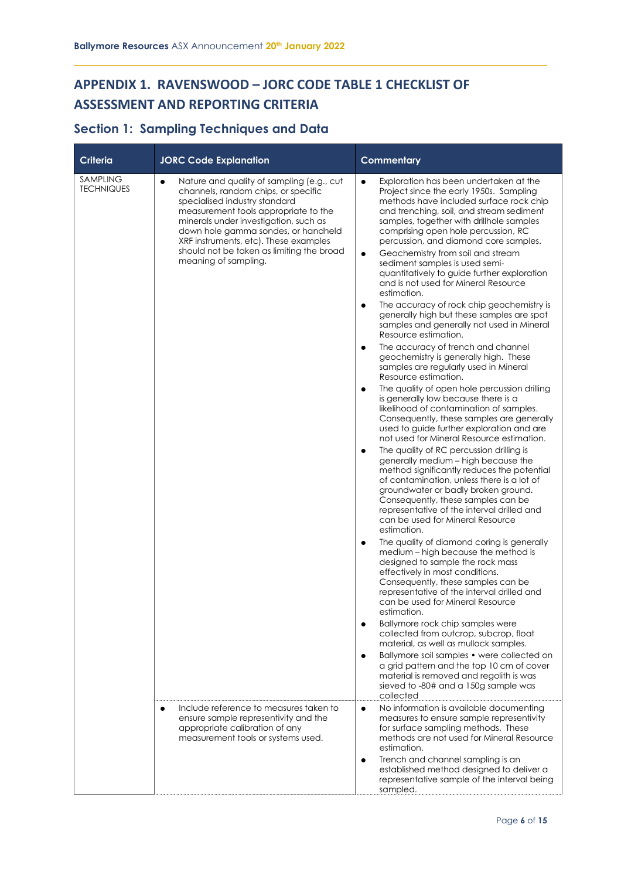## APPENDIX 1. RAVENSWOOD – JORC CODE TABLE 1 CHECKLIST OF ASSESSMENT AND REPORTING CRITERIA

### Section 1: Sampling Techniques and Data

| Criteria | JORC Code Explanation | Commentary |
|---|---|---|
| SAMPLING TECHNIQUES | • Nature and quality of sampling (e.g., cut channels, random chips, or specific specialised industry standard measurement tools appropriate to the minerals under investigation, such as down hole gamma sondes, or handheld XRF instruments, etc). These examples should not be taken as limiting the broad meaning of sampling. | • Exploration has been undertaken at the Project since the early 1950s. Sampling methods have included surface rock chip and trenching, soil, and stream sediment samples, together with drillhole samples comprising open hole percussion, RC percussion, and diamond core samples.<br>• Geochemistry from soil and stream sediment samples is used semi-quantitatively to guide further exploration and is not used for Mineral Resource estimation.<br>• The accuracy of rock chip geochemistry is generally high but these samples are spot samples and generally not used in Mineral Resource estimation.<br>• The accuracy of trench and channel geochemistry is generally high. These samples are regularly used in Mineral Resource estimation.<br>• The quality of open hole percussion drilling is generally low because there is a likelihood of contamination of samples. Consequently, these samples are generally used to guide further exploration and are not used for Mineral Resource estimation.<br>• The quality of RC percussion drilling is generally medium – high because the method significantly reduces the potential of contamination, unless there is a lot of groundwater or badly broken ground. Consequently, these samples can be representative of the interval drilled and can be used for Mineral Resource estimation.<br>• The quality of diamond coring is generally medium – high because the method is designed to sample the rock mass effectively in most conditions. Consequently, these samples can be representative of the interval drilled and can be used for Mineral Resource estimation.<br>• Ballymore rock chip samples were collected from outcrop, subcrop, float material, as well as mullock samples.<br>• Ballymore soil samples • were collected on a grid pattern and the top 10 cm of cover material is removed and regolith is was sieved to -80# and a 150g sample was collected |
| | • Include reference to measures taken to ensure sample representivity and the appropriate calibration of any measurement tools or systems used. | • No information is available documenting measures to ensure sample representivity for surface sampling methods. These methods are not used for Mineral Resource estimation.<br>• Trench and channel sampling is an established method designed to deliver a representative sample of the interval being sampled. |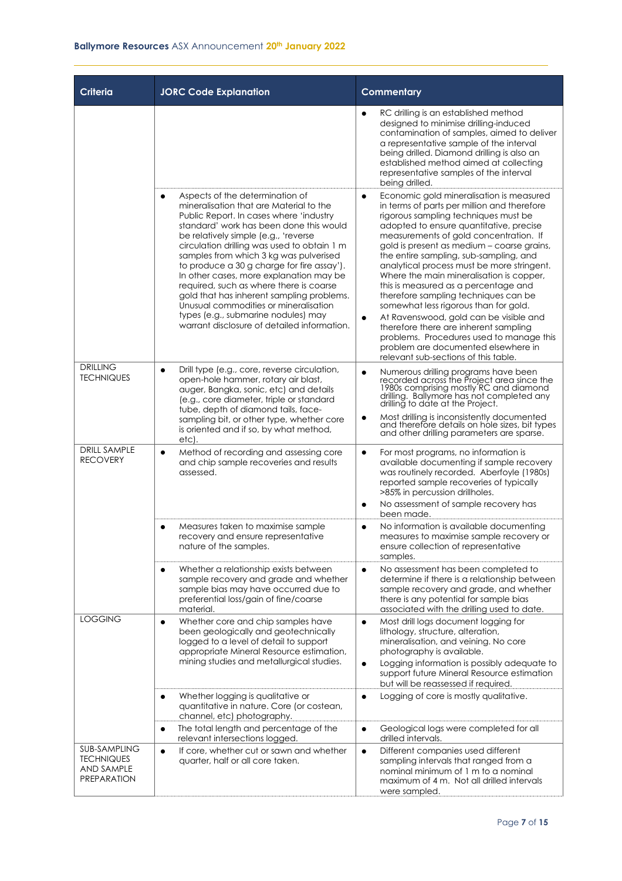| Criteria | JORC Code Explanation | Commentary |
|---|---|---|
| | | • RC drilling is an established method designed to minimise drilling-induced contamination of samples, aimed to deliver a representative sample of the interval being drilled. Diamond drilling is also an established method aimed at collecting representative samples of the interval being drilled. |
| | • Aspects of the determination of mineralisation that are Material to the Public Report. In cases where 'industry standard' work has been done this would be relatively simple (e.g., 'reverse circulation drilling was used to obtain 1 m samples from which 3 kg was pulverised to produce a 30 g charge for fire assay'). In other cases, more explanation may be required, such as where there is coarse gold that has inherent sampling problems. Unusual commodities or mineralisation types (e.g., submarine nodules) may warrant disclosure of detailed information. | • Economic gold mineralisation is measured in terms of parts per million and therefore rigorous sampling techniques must be adopted to ensure quantitative, precise measurements of gold concentration. If gold is present as medium – coarse grains, the entire sampling, sub-sampling, and analytical process must be more stringent. Where the main mineralisation is copper, this is measured as a percentage and therefore sampling techniques can be somewhat less rigorous than for gold.<br>• At Ravenswood, gold can be visible and therefore there are inherent sampling problems. Procedures used to manage this problem are documented elsewhere in relevant sub-sections of this table. |
| DRILLING TECHNIQUES | • Drill type (e.g., core, reverse circulation, open-hole hammer, rotary air blast, auger, Bangka, sonic, etc) and details (e.g., core diameter, triple or standard tube, depth of diamond tails, face-sampling bit, or other type, whether core is oriented and if so, by what method, etc). | • Numerous drilling programs have been recorded across the Project area since the 1980s comprising mostly RC and diamond drilling. Ballymore has not completed any drilling to date at the Project.<br>• Most drilling is inconsistently documented and therefore details on hole sizes, bit types and other drilling parameters are sparse. |
| DRILL SAMPLE RECOVERY | • Method of recording and assessing core and chip sample recoveries and results assessed. | • For most programs, no information is available documenting if sample recovery was routinely recorded. Aberfoyle (1980s) reported sample recoveries of typically >85% in percussion drillholes.<br>• No assessment of sample recovery has been made. |
| | • Measures taken to maximise sample recovery and ensure representative nature of the samples. | • No information is available documenting measures to maximise sample recovery or ensure collection of representative samples. |
| | • Whether a relationship exists between sample recovery and grade and whether sample bias may have occurred due to preferential loss/gain of fine/coarse material. | • No assessment has been completed to determine if there is a relationship between sample recovery and grade, and whether there is any potential for sample bias associated with the drilling used to date. |
| LOGGING | • Whether core and chip samples have been geologically and geotechnically logged to a level of detail to support appropriate Mineral Resource estimation, mining studies and metallurgical studies. | • Most drill logs document logging for lithology, structure, alteration, mineralisation, and veining. No core photography is available.<br>• Logging information is possibly adequate to support future Mineral Resource estimation but will be reassessed if required. |
| | • Whether logging is qualitative or quantitative in nature. Core (or costean, channel, etc) photography. | • Logging of core is mostly qualitative. |
| | • The total length and percentage of the relevant intersections logged. | • Geological logs were completed for all drilled intervals. |
| SUB-SAMPLING TECHNIQUES AND SAMPLE PREPARATION | • If core, whether cut or sawn and whether quarter, half or all core taken. | • Different companies used different sampling intervals that ranged from a nominal minimum of 1 m to a nominal maximum of 4 m. Not all drilled intervals were sampled. |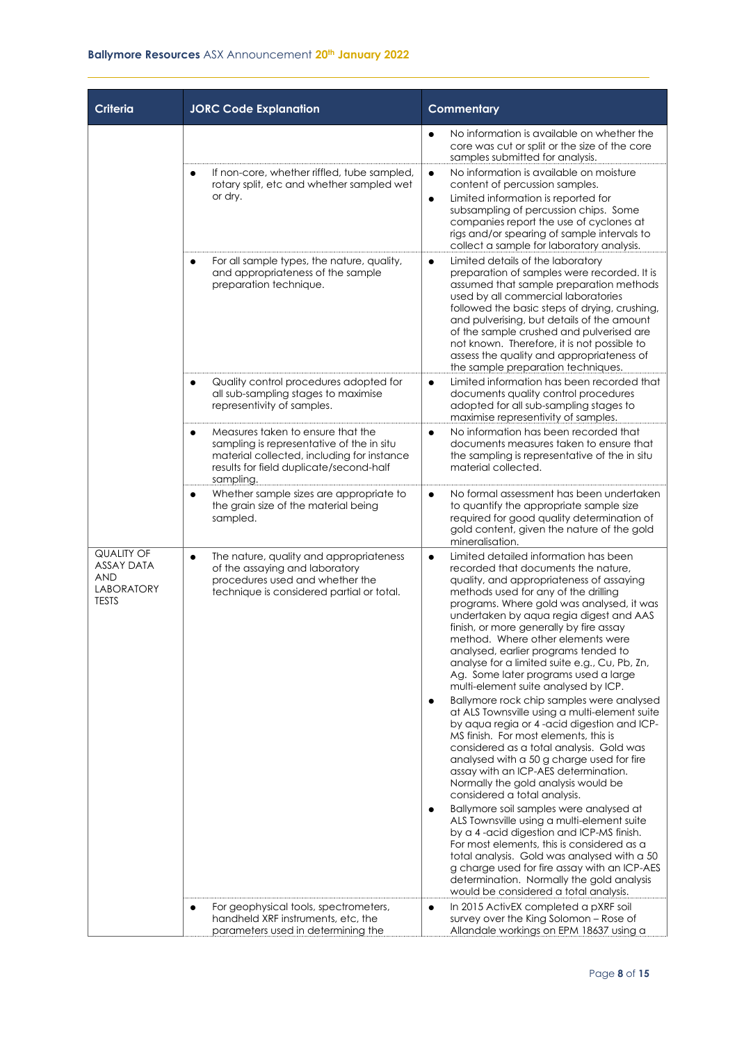| Criteria | JORC Code Explanation | Commentary |
|---|---|---|
| | | • No information is available on whether the core was cut or split or the size of the core samples submitted for analysis. |
| | • If non-core, whether riffled, tube sampled, rotary split, etc and whether sampled wet or dry. | • No information is available on moisture content of percussion samples.<br>• Limited information is reported for subsampling of percussion chips. Some companies report the use of cyclones at rigs and/or spearing of sample intervals to collect a sample for laboratory analysis. |
| | • For all sample types, the nature, quality, and appropriateness of the sample preparation technique. | • Limited details of the laboratory preparation of samples were recorded. It is assumed that sample preparation methods used by all commercial laboratories followed the basic steps of drying, crushing, and pulverising, but details of the amount of the sample crushed and pulverised are not known. Therefore, it is not possible to assess the quality and appropriateness of the sample preparation techniques. |
| | • Quality control procedures adopted for all sub-sampling stages to maximise representivity of samples. | • Limited information has been recorded that documents quality control procedures adopted for all sub-sampling stages to maximise representivity of samples. |
| | • Measures taken to ensure that the sampling is representative of the in situ material collected, including for instance results for field duplicate/second-half sampling. | • No information has been recorded that documents measures taken to ensure that the sampling is representative of the in situ material collected. |
| | • Whether sample sizes are appropriate to the grain size of the material being sampled. | • No formal assessment has been undertaken to quantify the appropriate sample size required for good quality determination of gold content, given the nature of the gold mineralisation. |
| QUALITY OF ASSAY DATA AND LABORATORY TESTS | • The nature, quality and appropriateness of the assaying and laboratory procedures used and whether the technique is considered partial or total. | • Limited detailed information has been recorded that documents the nature, quality, and appropriateness of assaying methods used for any of the drilling programs. Where gold was analysed, it was undertaken by aqua regia digest and AAS finish, or more generally by fire assay method. Where other elements were analysed, earlier programs tended to analyse for a limited suite e.g., Cu, Pb, Zn, Ag. Some later programs used a large multi-element suite analysed by ICP.<br>• Ballymore rock chip samples were analysed at ALS Townsville using a multi-element suite by aqua regia or 4 -acid digestion and ICP-MS finish. For most elements, this is considered as a total analysis. Gold was analysed with a 50 g charge used for fire assay with an ICP-AES determination. Normally the gold analysis would be considered a total analysis.<br>• Ballymore soil samples were analysed at ALS Townsville using a multi-element suite by a 4 -acid digestion and ICP-MS finish. For most elements, this is considered as a total analysis. Gold was analysed with a 50 g charge used for fire assay with an ICP-AES determination. Normally the gold analysis would be considered a total analysis. |
| | • For geophysical tools, spectrometers, handheld XRF instruments, etc, the parameters used in determining the | • In 2015 ActivEX completed a pXRF soil survey over the King Solomon – Rose of Allandale workings on EPM 18637 using a |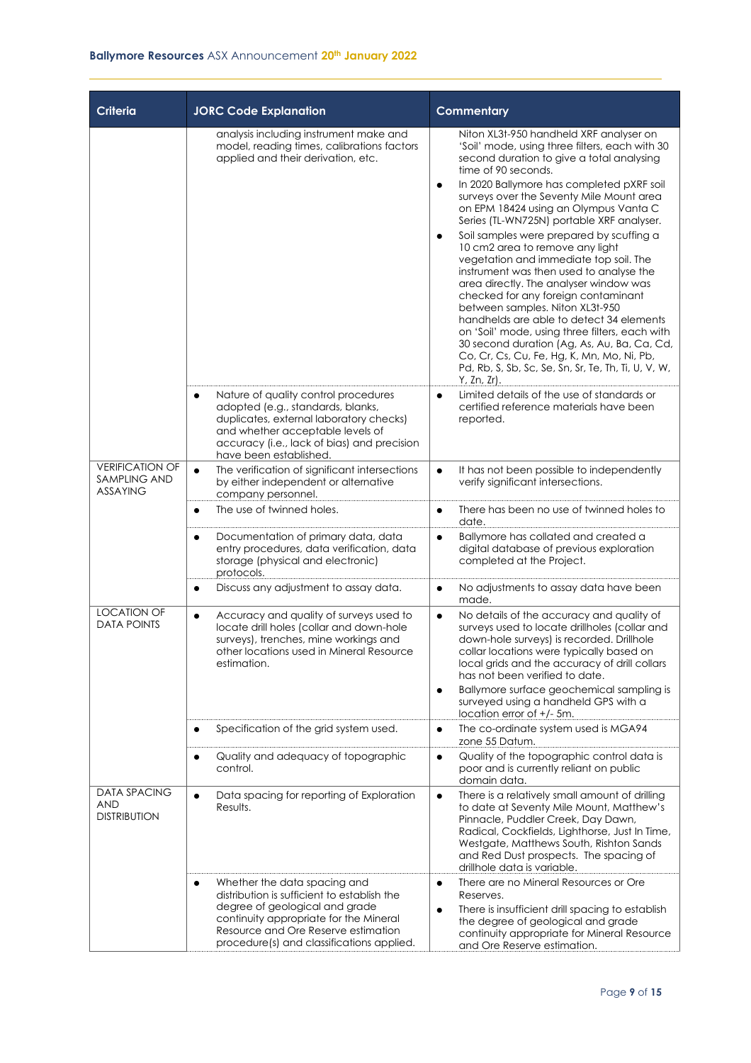| Criteria | JORC Code Explanation | Commentary |
|---|---|---|
| | analysis including instrument make and model, reading times, calibrations factors applied and their derivation, etc. | Niton XL3t-950 handheld XRF analyser on 'Soil' mode, using three filters, each with 30 second duration to give a total analysing time of 90 seconds.<br>• In 2020 Ballymore has completed pXRF soil surveys over the Seventy Mile Mount area on EPM 18424 using an Olympus Vanta C Series (TL-WN725N) portable XRF analyser.<br>• Soil samples were prepared by scuffing a 10 cm2 area to remove any light vegetation and immediate top soil. The instrument was then used to analyse the area directly. The analyser window was checked for any foreign contaminant between samples. Niton XL3t-950 handhelds are able to detect 34 elements on 'Soil' mode, using three filters, each with 30 second duration (Ag, As, Au, Ba, Ca, Cd, Co, Cr, Cs, Cu, Fe, Hg, K, Mn, Mo, Ni, Pb, Pd, Rb, S, Sb, Sc, Se, Sn, Sr, Te, Th, Ti, U, V, W, Y, Zn, Zr). |
| | • Nature of quality control procedures adopted (e.g., standards, blanks, duplicates, external laboratory checks) and whether acceptable levels of accuracy (i.e., lack of bias) and precision have been established. | • Limited details of the use of standards or certified reference materials have been reported. |
| VERIFICATION OF SAMPLING AND ASSAYING | • The verification of significant intersections by either independent or alternative company personnel. | • It has not been possible to independently verify significant intersections. |
| | • The use of twinned holes. | • There has been no use of twinned holes to date. |
| | • Documentation of primary data, data entry procedures, data verification, data storage (physical and electronic) protocols. | • Ballymore has collated and created a digital database of previous exploration completed at the Project. |
| | • Discuss any adjustment to assay data. | • No adjustments to assay data have been made. |
| LOCATION OF DATA POINTS | • Accuracy and quality of surveys used to locate drill holes (collar and down-hole surveys), trenches, mine workings and other locations used in Mineral Resource estimation. | • No details of the accuracy and quality of surveys used to locate drillholes (collar and down-hole surveys) is recorded. Drillhole collar locations were typically based on local grids and the accuracy of drill collars has not been verified to date.<br>• Ballymore surface geochemical sampling is surveyed using a handheld GPS with a location error of +/- 5m. |
| | • Specification of the grid system used. | • The co-ordinate system used is MGA94 zone 55 Datum. |
| | • Quality and adequacy of topographic control. | • Quality of the topographic control data is poor and is currently reliant on public domain data. |
| DATA SPACING AND DISTRIBUTION | • Data spacing for reporting of Exploration Results. | • There is a relatively small amount of drilling to date at Seventy Mile Mount, Matthew's Pinnacle, Puddler Creek, Day Dawn, Radical, Cockfields, Lighthorse, Just In Time, Westgate, Matthews South, Rishton Sands and Red Dust prospects. The spacing of drillhole data is variable. |
| | • Whether the data spacing and distribution is sufficient to establish the degree of geological and grade continuity appropriate for the Mineral Resource and Ore Reserve estimation procedure(s) and classifications applied. | • There are no Mineral Resources or Ore Reserves.<br>• There is insufficient drill spacing to establish the degree of geological and grade continuity appropriate for Mineral Resource and Ore Reserve estimation. |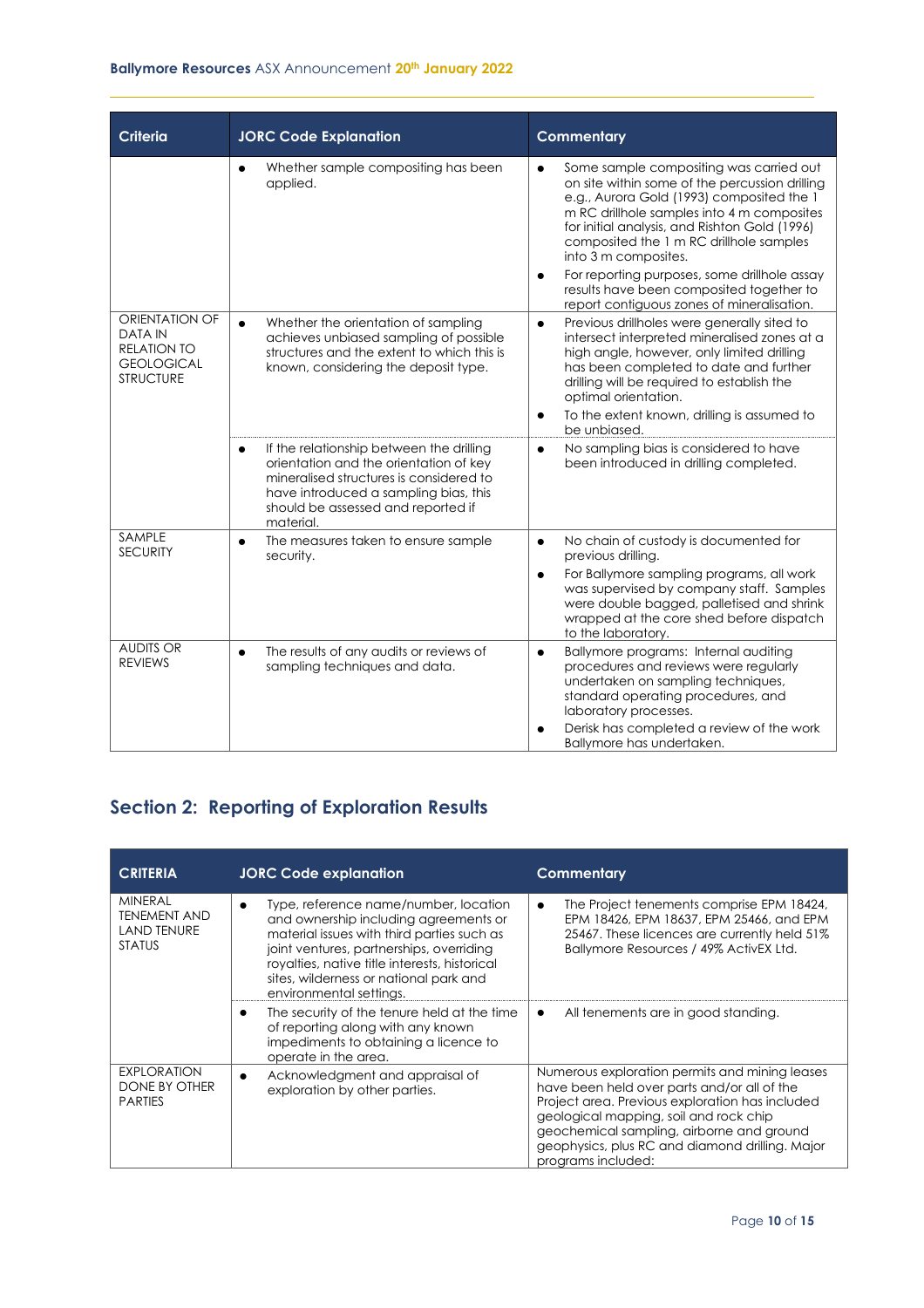| Criteria | JORC Code Explanation | Commentary |
|---|---|---|
| | • Whether sample compositing has been applied. | • Some sample compositing was carried out on site within some of the percussion drilling e.g., Aurora Gold (1993) composited the 1 m RC drillhole samples into 4 m composites for initial analysis, and Rishton Gold (1996) composited the 1 m RC drillhole samples into 3 m composites.<br>• For reporting purposes, some drillhole assay results have been composited together to report contiguous zones of mineralisation. |
| ORIENTATION OF DATA IN RELATION TO GEOLOGICAL STRUCTURE | • Whether the orientation of sampling achieves unbiased sampling of possible structures and the extent to which this is known, considering the deposit type. | • Previous drillholes were generally sited to intersect interpreted mineralised zones at a high angle, however, only limited drilling has been completed to date and further drilling will be required to establish the optimal orientation.<br>• To the extent known, drilling is assumed to be unbiased. |
| | • If the relationship between the drilling orientation and the orientation of key mineralised structures is considered to have introduced a sampling bias, this should be assessed and reported if material. | • No sampling bias is considered to have been introduced in drilling completed. |
| SAMPLE SECURITY | • The measures taken to ensure sample security. | • No chain of custody is documented for previous drilling.<br>• For Ballymore sampling programs, all work was supervised by company staff. Samples were double bagged, palletised and shrink wrapped at the core shed before dispatch to the laboratory. |
| AUDITS OR REVIEWS | • The results of any audits or reviews of sampling techniques and data. | • Ballymore programs: Internal auditing procedures and reviews were regularly undertaken on sampling techniques, standard operating procedures, and laboratory processes.<br>• Derisk has completed a review of the work Ballymore has undertaken. |

## Section 2: Reporting of Exploration Results

| CRITERIA | JORC Code explanation | Commentary |
|---|---|---|
| MINERAL TENEMENT AND LAND TENURE STATUS | • Type, reference name/number, location and ownership including agreements or material issues with third parties such as joint ventures, partnerships, overriding royalties, native title interests, historical sites, wilderness or national park and environmental settings. | • The Project tenements comprise EPM 18424, EPM 18426, EPM 18637, EPM 25466, and EPM 25467. These licences are currently held 51% Ballymore Resources / 49% ActivEX Ltd. |
| | • The security of the tenure held at the time of reporting along with any known impediments to obtaining a licence to operate in the area. | • All tenements are in good standing. |
| EXPLORATION DONE BY OTHER PARTIES | • Acknowledgment and appraisal of exploration by other parties. | Numerous exploration permits and mining leases have been held over parts and/or all of the Project area. Previous exploration has included geological mapping, soil and rock chip geochemical sampling, airborne and ground geophysics, plus RC and diamond drilling. Major programs included: |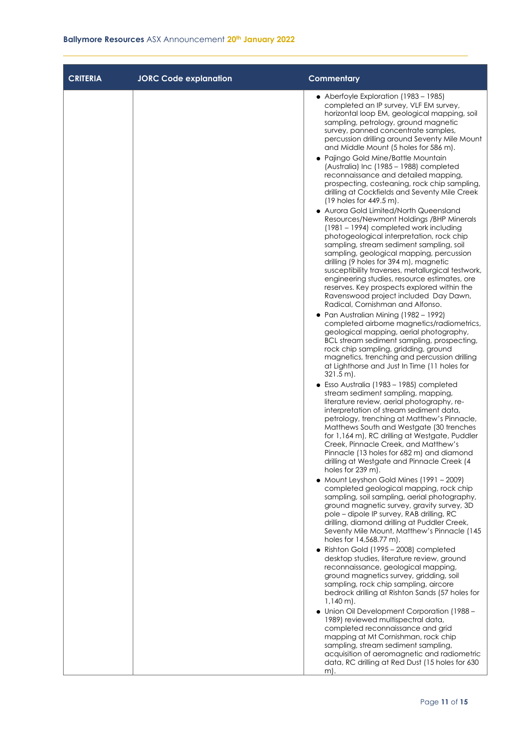| CRITERIA | JORC Code explanation | Commentary |
|---|---|---|
| | | • Aberfoyle Exploration (1983 – 1985) completed an IP survey, VLF EM survey, horizontal loop EM, geological mapping, soil sampling, petrology, ground magnetic survey, panned concentrate samples, percussion drilling around Seventy Mile Mount and Middle Mount (5 holes for 586 m).<br>• Pajingo Gold Mine/Battle Mountain (Australia) Inc (1985 – 1988) completed reconnaissance and detailed mapping, prospecting, costeaning, rock chip sampling, drilling at Cockfields and Seventy Mile Creek (19 holes for 449.5 m).<br>• Aurora Gold Limited/North Queensland Resources/Newmont Holdings /BHP Minerals (1981 – 1994) completed work including photogeological interpretation, rock chip sampling, stream sediment sampling, soil sampling, geological mapping, percussion drilling (9 holes for 394 m), magnetic susceptibility traverses, metallurgical testwork, engineering studies, resource estimates, ore reserves. Key prospects explored within the Ravenswood project included Day Dawn, Radical, Cornishman and Alfonso.<br>• Pan Australian Mining (1982 – 1992) completed airborne magnetics/radiometrics, geological mapping, aerial photography, BCL stream sediment sampling, prospecting, rock chip sampling, gridding, ground magnetics, trenching and percussion drilling at Lighthorse and Just In Time (11 holes for 321.5 m).<br>• Esso Australia (1983 – 1985) completed stream sediment sampling, mapping, literature review, aerial photography, re-interpretation of stream sediment data, petrology, trenching at Matthew's Pinnacle, Matthews South and Westgate (30 trenches for 1,164 m), RC drilling at Westgate, Puddler Creek, Pinnacle Creek, and Matthew's Pinnacle (13 holes for 682 m) and diamond drilling at Westgate and Pinnacle Creek (4 holes for 239 m).<br>• Mount Leyshon Gold Mines (1991 – 2009) completed geological mapping, rock chip sampling, soil sampling, aerial photography, ground magnetic survey, gravity survey, 3D pole – dipole IP survey, RAB drilling, RC drilling, diamond drilling at Puddler Creek, Seventy Mile Mount, Matthew's Pinnacle (145 holes for 14,568.77 m).<br>• Rishton Gold (1995 – 2008) completed desktop studies, literature review, ground reconnaissance, geological mapping, ground magnetics survey, gridding, soil sampling, rock chip sampling, aircore bedrock drilling at Rishton Sands (57 holes for 1,140 m).<br>• Union Oil Development Corporation (1988 – 1989) reviewed multispectral data, completed reconnaissance and grid mapping at Mt Cornishman, rock chip sampling, stream sediment sampling, acquisition of aeromagnetic and radiometric data, RC drilling at Red Dust (15 holes for 630 m). |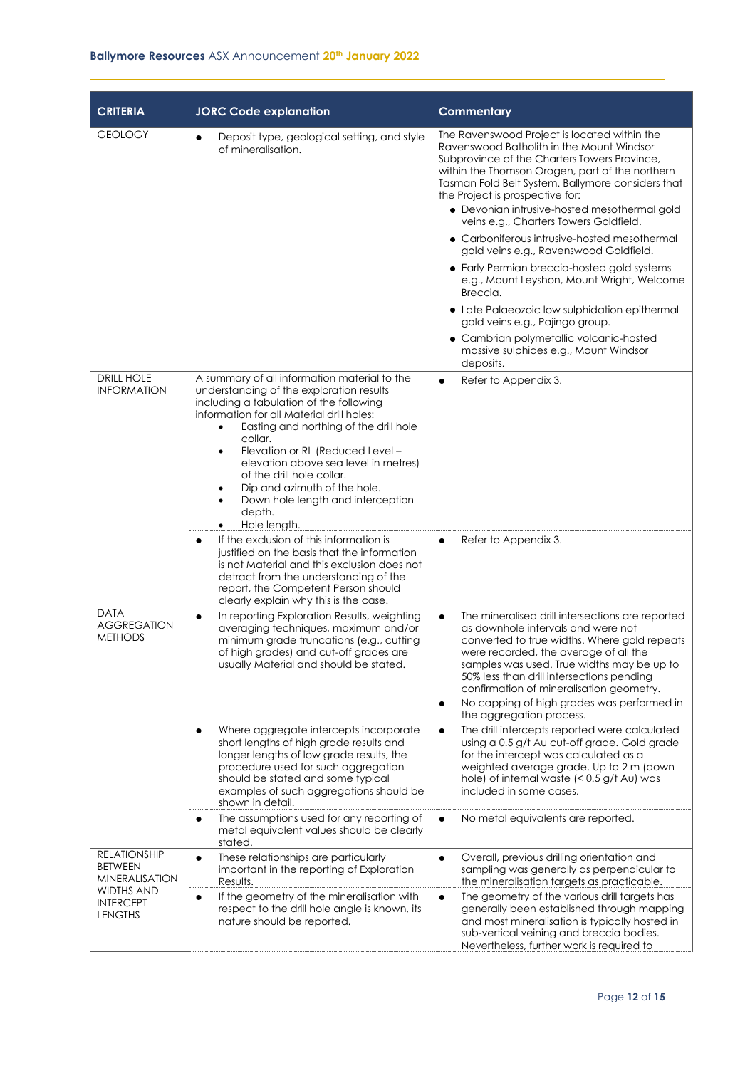| CRITERIA | JORC Code explanation | Commentary |
|---|---|---|
| GEOLOGY | • Deposit type, geological setting, and style of mineralisation. | The Ravenswood Project is located within the Ravenswood Batholith in the Mount Windsor Subprovince of the Charters Towers Province, within the Thomson Orogen, part of the northern Tasman Fold Belt System. Ballymore considers that the Project is prospective for: <br>• Devonian intrusive-hosted mesothermal gold veins e.g., Charters Towers Goldfield. <br>• Carboniferous intrusive-hosted mesothermal gold veins e.g., Ravenswood Goldfield. <br>• Early Permian breccia-hosted gold systems e.g., Mount Leyshon, Mount Wright, Welcome Breccia. <br>• Late Palaeozoic low sulphidation epithermal gold veins e.g., Pajingo group. <br>• Cambrian polymetallic volcanic-hosted massive sulphides e.g., Mount Windsor deposits. |
| DRILL HOLE INFORMATION | A summary of all information material to the understanding of the exploration results including a tabulation of the following information for all Material drill holes: <br>• Easting and northing of the drill hole collar. <br>• Elevation or RL (Reduced Level – elevation above sea level in metres) of the drill hole collar. <br>• Dip and azimuth of the hole. <br>• Down hole length and interception depth. <br>• Hole length. | • Refer to Appendix 3. |
| | • If the exclusion of this information is justified on the basis that the information is not Material and this exclusion does not detract from the understanding of the report, the Competent Person should clearly explain why this is the case. | • Refer to Appendix 3. |
| DATA AGGREGATION METHODS | • In reporting Exploration Results, weighting averaging techniques, maximum and/or minimum grade truncations (e.g., cutting of high grades) and cut-off grades are usually Material and should be stated. | • The mineralised drill intersections are reported as downhole intervals and were not converted to true widths. Where gold repeats were recorded, the average of all the samples was used. True widths may be up to 50% less than drill intersections pending confirmation of mineralisation geometry. <br>• No capping of high grades was performed in the aggregation process. |
| | • Where aggregate intercepts incorporate short lengths of high grade results and longer lengths of low grade results, the procedure used for such aggregation should be stated and some typical examples of such aggregations should be shown in detail. | • The drill intercepts reported were calculated using a 0.5 g/t Au cut-off grade. Gold grade for the intercept was calculated as a weighted average grade. Up to 2 m (down hole) of internal waste (< 0.5 g/t Au) was included in some cases. |
| | • The assumptions used for any reporting of metal equivalent values should be clearly stated. | • No metal equivalents are reported. |
| RELATIONSHIP BETWEEN MINERALISATION WIDTHS AND INTERCEPT LENGTHS | • These relationships are particularly important in the reporting of Exploration Results. | • Overall, previous drilling orientation and sampling was generally as perpendicular to the mineralisation targets as practicable. |
| | • If the geometry of the mineralisation with respect to the drill hole angle is known, its nature should be reported. | • The geometry of the various drill targets has generally been established through mapping and most mineralisation is typically hosted in sub-vertical veining and breccia bodies. Nevertheless, further work is required to |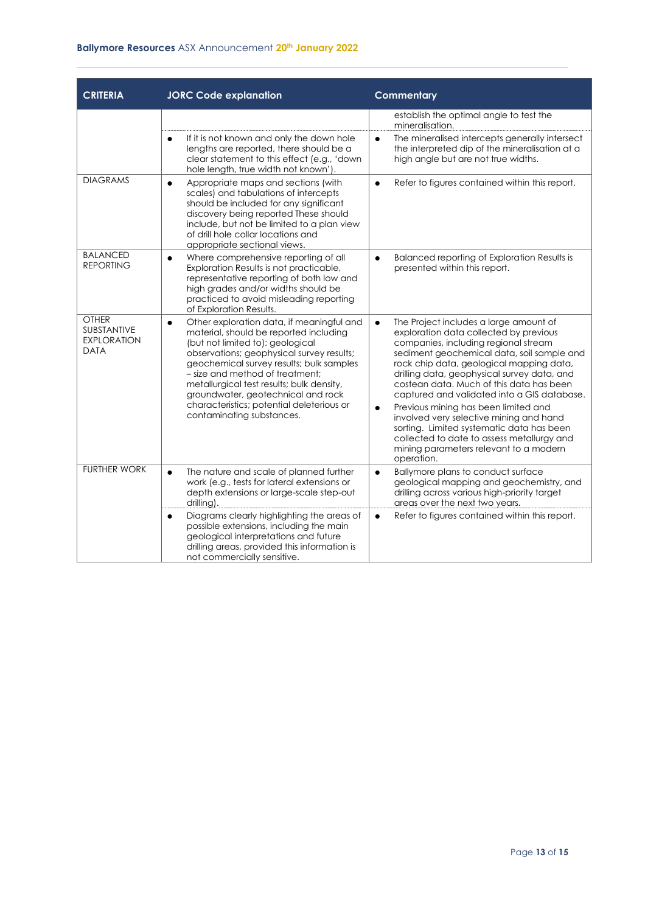| CRITERIA | JORC Code explanation | Commentary |
|---|---|---|
| | | establish the optimal angle to test the mineralisation. |
| | • If it is not known and only the down hole lengths are reported, there should be a clear statement to this effect (e.g., 'down hole length, true width not known'). | • The mineralised intercepts generally intersect the interpreted dip of the mineralisation at a high angle but are not true widths. |
| DIAGRAMS | • Appropriate maps and sections (with scales) and tabulations of intercepts should be included for any significant discovery being reported These should include, but not be limited to a plan view of drill hole collar locations and appropriate sectional views. | • Refer to figures contained within this report. |
| BALANCED REPORTING | • Where comprehensive reporting of all Exploration Results is not practicable, representative reporting of both low and high grades and/or widths should be practiced to avoid misleading reporting of Exploration Results. | • Balanced reporting of Exploration Results is presented within this report. |
| OTHER SUBSTANTIVE EXPLORATION DATA | • Other exploration data, if meaningful and material, should be reported including (but not limited to): geological observations; geophysical survey results; geochemical survey results; bulk samples – size and method of treatment; metallurgical test results; bulk density, groundwater, geotechnical and rock characteristics; potential deleterious or contaminating substances. | • The Project includes a large amount of exploration data collected by previous companies, including regional stream sediment geochemical data, soil sample and rock chip data, geological mapping data, drilling data, geophysical survey data, and costean data. Much of this data has been captured and validated into a GIS database.<br>• Previous mining has been limited and involved very selective mining and hand sorting. Limited systematic data has been collected to date to assess metallurgy and mining parameters relevant to a modern operation. |
| FURTHER WORK | • The nature and scale of planned further work (e.g., tests for lateral extensions or depth extensions or large-scale step-out drilling). | • Ballymore plans to conduct surface geological mapping and geochemistry, and drilling across various high-priority target areas over the next two years. |
| | • Diagrams clearly highlighting the areas of possible extensions, including the main geological interpretations and future drilling areas, provided this information is not commercially sensitive. | • Refer to figures contained within this report. |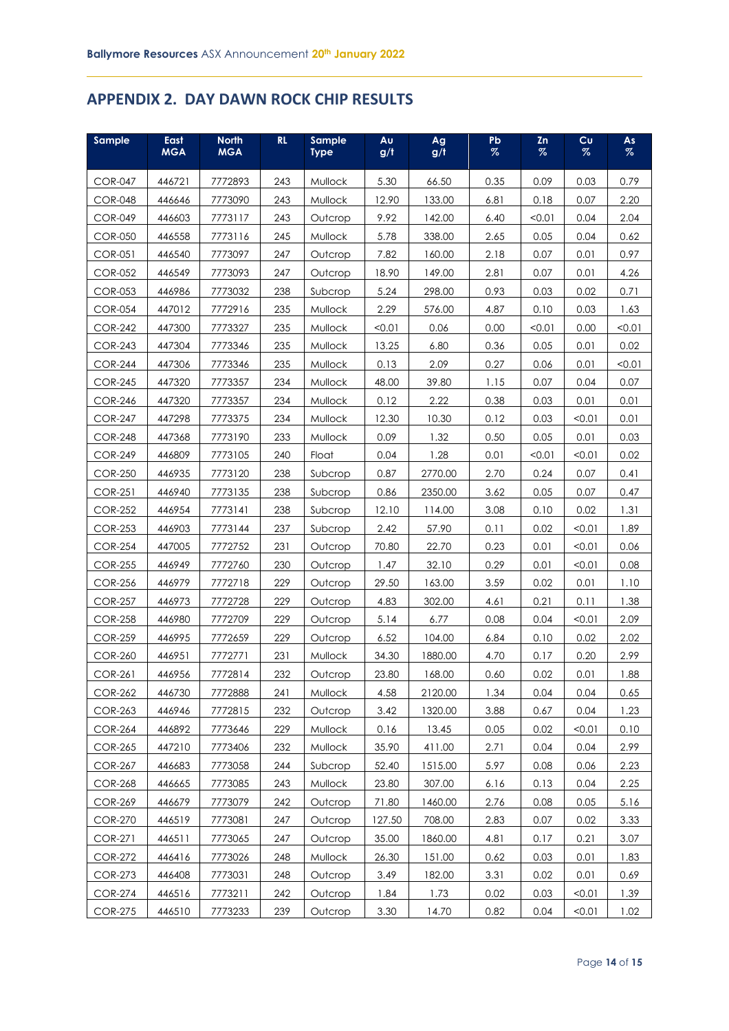## APPENDIX 2. DAY DAWN ROCK CHIP RESULTS

| Sample | East MGA | North MGA | RL | Sample Type | Au g/t | Ag g/t | Pb % | Zn % | Cu % | As % |
|---|---|---|---|---|---|---|---|---|---|---|
| COR-047 | 446721 | 7772893 | 243 | Mullock | 5.30 | 66.50 | 0.35 | 0.09 | 0.03 | 0.79 |
| COR-048 | 446646 | 7773090 | 243 | Mullock | 12.90 | 133.00 | 6.81 | 0.18 | 0.07 | 2.20 |
| COR-049 | 446603 | 7773117 | 243 | Outcrop | 9.92 | 142.00 | 6.40 | <0.01 | 0.04 | 2.04 |
| COR-050 | 446558 | 7773116 | 245 | Mullock | 5.78 | 338.00 | 2.65 | 0.05 | 0.04 | 0.62 |
| COR-051 | 446540 | 7773097 | 247 | Outcrop | 7.82 | 160.00 | 2.18 | 0.07 | 0.01 | 0.97 |
| COR-052 | 446549 | 7773093 | 247 | Outcrop | 18.90 | 149.00 | 2.81 | 0.07 | 0.01 | 4.26 |
| COR-053 | 446986 | 7773032 | 238 | Subcrop | 5.24 | 298.00 | 0.93 | 0.03 | 0.02 | 0.71 |
| COR-054 | 447012 | 7772916 | 235 | Mullock | 2.29 | 576.00 | 4.87 | 0.10 | 0.03 | 1.63 |
| COR-242 | 447300 | 7773327 | 235 | Mullock | <0.01 | 0.06 | 0.00 | <0.01 | 0.00 | <0.01 |
| COR-243 | 447304 | 7773346 | 235 | Mullock | 13.25 | 6.80 | 0.36 | 0.05 | 0.01 | 0.02 |
| COR-244 | 447306 | 7773346 | 235 | Mullock | 0.13 | 2.09 | 0.27 | 0.06 | 0.01 | <0.01 |
| COR-245 | 447320 | 7773357 | 234 | Mullock | 48.00 | 39.80 | 1.15 | 0.07 | 0.04 | 0.07 |
| COR-246 | 447320 | 7773357 | 234 | Mullock | 0.12 | 2.22 | 0.38 | 0.03 | 0.01 | 0.01 |
| COR-247 | 447298 | 7773375 | 234 | Mullock | 12.30 | 10.30 | 0.12 | 0.03 | <0.01 | 0.01 |
| COR-248 | 447368 | 7773190 | 233 | Mullock | 0.09 | 1.32 | 0.50 | 0.05 | 0.01 | 0.03 |
| COR-249 | 446809 | 7773105 | 240 | Float | 0.04 | 1.28 | 0.01 | <0.01 | <0.01 | 0.02 |
| COR-250 | 446935 | 7773120 | 238 | Subcrop | 0.87 | 2770.00 | 2.70 | 0.24 | 0.07 | 0.41 |
| COR-251 | 446940 | 7773135 | 238 | Subcrop | 0.86 | 2350.00 | 3.62 | 0.05 | 0.07 | 0.47 |
| COR-252 | 446954 | 7773141 | 238 | Subcrop | 12.10 | 114.00 | 3.08 | 0.10 | 0.02 | 1.31 |
| COR-253 | 446903 | 7773144 | 237 | Subcrop | 2.42 | 57.90 | 0.11 | 0.02 | <0.01 | 1.89 |
| COR-254 | 447005 | 7772752 | 231 | Outcrop | 70.80 | 22.70 | 0.23 | 0.01 | <0.01 | 0.06 |
| COR-255 | 446949 | 7772760 | 230 | Outcrop | 1.47 | 32.10 | 0.29 | 0.01 | <0.01 | 0.08 |
| COR-256 | 446979 | 7772718 | 229 | Outcrop | 29.50 | 163.00 | 3.59 | 0.02 | 0.01 | 1.10 |
| COR-257 | 446973 | 7772728 | 229 | Outcrop | 4.83 | 302.00 | 4.61 | 0.21 | 0.11 | 1.38 |
| COR-258 | 446980 | 7772709 | 229 | Outcrop | 5.14 | 6.77 | 0.08 | 0.04 | <0.01 | 2.09 |
| COR-259 | 446995 | 7772659 | 229 | Outcrop | 6.52 | 104.00 | 6.84 | 0.10 | 0.02 | 2.02 |
| COR-260 | 446951 | 7772771 | 231 | Mullock | 34.30 | 1880.00 | 4.70 | 0.17 | 0.20 | 2.99 |
| COR-261 | 446956 | 7772814 | 232 | Outcrop | 23.80 | 168.00 | 0.60 | 0.02 | 0.01 | 1.88 |
| COR-262 | 446730 | 7772888 | 241 | Mullock | 4.58 | 2120.00 | 1.34 | 0.04 | 0.04 | 0.65 |
| COR-263 | 446946 | 7772815 | 232 | Outcrop | 3.42 | 1320.00 | 3.88 | 0.67 | 0.04 | 1.23 |
| COR-264 | 446892 | 7773646 | 229 | Mullock | 0.16 | 13.45 | 0.05 | 0.02 | <0.01 | 0.10 |
| COR-265 | 447210 | 7773406 | 232 | Mullock | 35.90 | 411.00 | 2.71 | 0.04 | 0.04 | 2.99 |
| COR-267 | 446683 | 7773058 | 244 | Subcrop | 52.40 | 1515.00 | 5.97 | 0.08 | 0.06 | 2.23 |
| COR-268 | 446665 | 7773085 | 243 | Mullock | 23.80 | 307.00 | 6.16 | 0.13 | 0.04 | 2.25 |
| COR-269 | 446679 | 7773079 | 242 | Outcrop | 71.80 | 1460.00 | 2.76 | 0.08 | 0.05 | 5.16 |
| COR-270 | 446519 | 7773081 | 247 | Outcrop | 127.50 | 708.00 | 2.83 | 0.07 | 0.02 | 3.33 |
| COR-271 | 446511 | 7773065 | 247 | Outcrop | 35.00 | 1860.00 | 4.81 | 0.17 | 0.21 | 3.07 |
| COR-272 | 446416 | 7773026 | 248 | Mullock | 26.30 | 151.00 | 0.62 | 0.03 | 0.01 | 1.83 |
| COR-273 | 446408 | 7773031 | 248 | Outcrop | 3.49 | 182.00 | 3.31 | 0.02 | 0.01 | 0.69 |
| COR-274 | 446516 | 7773211 | 242 | Outcrop | 1.84 | 1.73 | 0.02 | 0.03 | <0.01 | 1.39 |
| COR-275 | 446510 | 7773233 | 239 | Outcrop | 3.30 | 14.70 | 0.82 | 0.04 | <0.01 | 1.02 |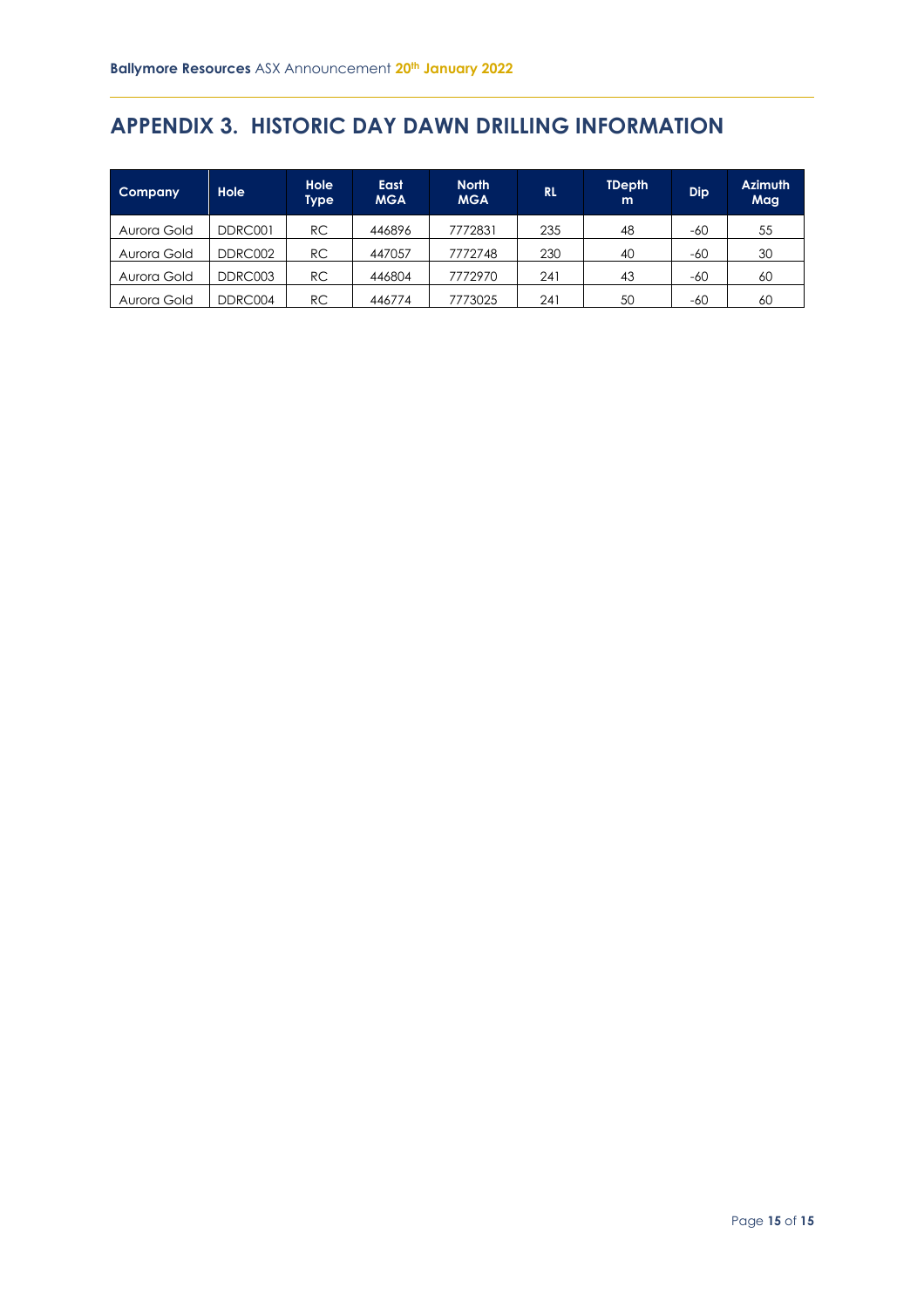## APPENDIX 3. HISTORIC DAY DAWN DRILLING INFORMATION

| Company | Hole | Hole Type | East MGA | North MGA | RL | TDepth m | Dip | Azimuth Mag |
|---|---|---|---|---|---|---|---|---|
| Aurora Gold | DDRC001 | RC | 446896 | 7772831 | 235 | 48 | -60 | 55 |
| Aurora Gold | DDRC002 | RC | 447057 | 7772748 | 230 | 40 | -60 | 30 |
| Aurora Gold | DDRC003 | RC | 446804 | 7772970 | 241 | 43 | -60 | 60 |
| Aurora Gold | DDRC004 | RC | 446774 | 7773025 | 241 | 50 | -60 | 60 |